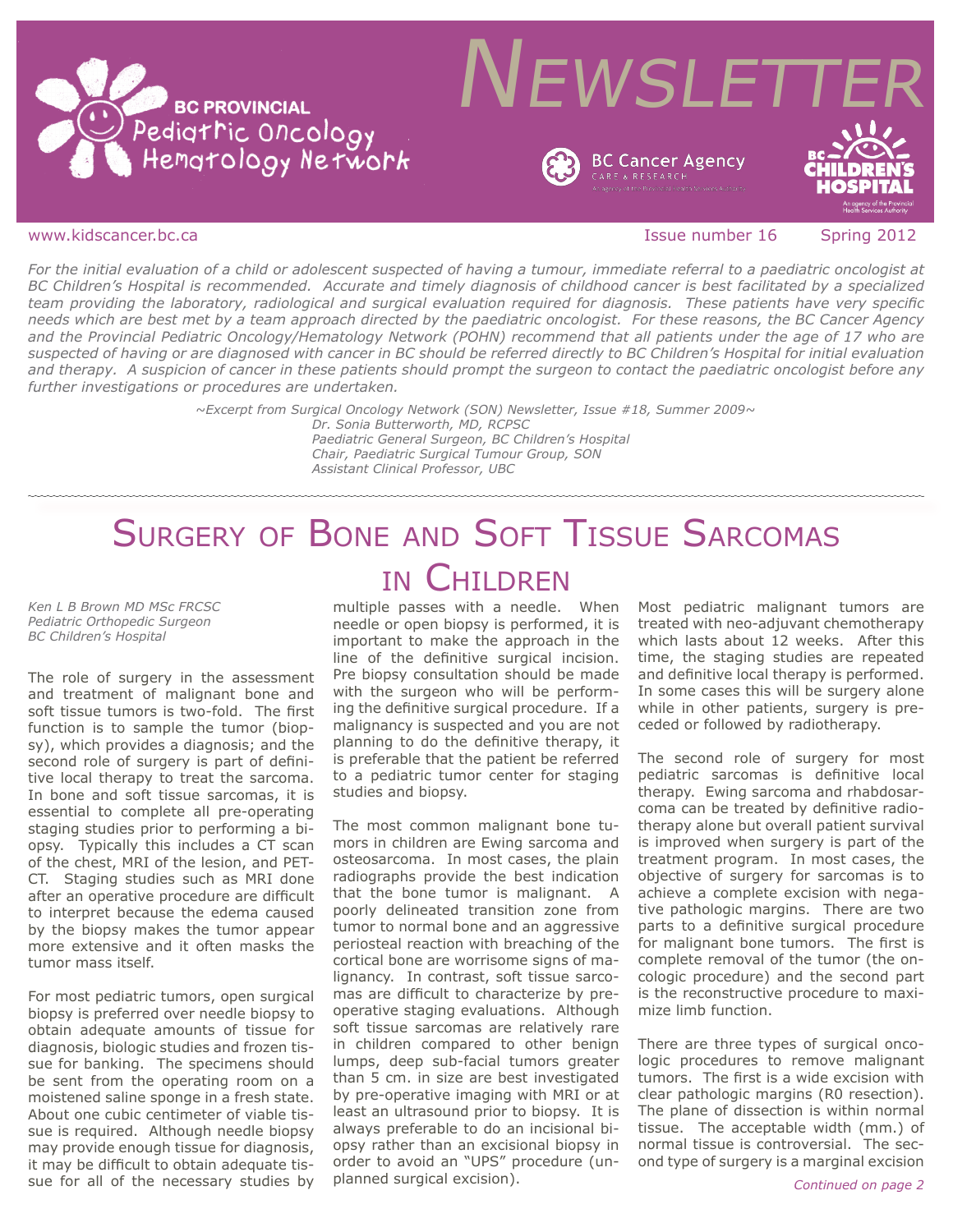# BC PROVINCIAL Pediatric Oncology Hematology Network

# NEWSLETTER

BC Cancer Agency CARE & RESEARCH

BC Children's Hospital

www.kidscancer.bc.ca    Issue number 16    Spring 2012

*For the initial evaluation of a child or adolescent suspected of having a tumour, immediate referral to a paediatric oncologist at BC Children's Hospital is recommended. Accurate and timely diagnosis of childhood cancer is best facilitated by a specialized team providing the laboratory, radiological and surgical evaluation required for diagnosis. These patients have very specific needs which are best met by a team approach directed by the paediatric oncologist. For these reasons, the BC Cancer Agency and the Provincial Pediatric Oncology/Hematology Network (POHN) recommend that all patients under the age of 17 who are suspected of having or are diagnosed with cancer in BC should be referred directly to BC Children's Hospital for initial evaluation and therapy. A suspicion of cancer in these patients should prompt the surgeon to contact the paediatric oncologist before any further investigations or procedures are undertaken.*

*~Excerpt from Surgical Oncology Network (SON) Newsletter, Issue #18, Summer 2009~*
*Dr. Sonia Butterworth, MD, RCPSC*
*Paediatric General Surgeon, BC Children's Hospital*
*Chair, Paediatric Surgical Tumour Group, SON*
*Assistant Clinical Professor, UBC*

## Surgery of Bone and Soft Tissue Sarcomas in Children

*Ken L B Brown MD MSc FRCSC*
*Pediatric Orthopedic Surgeon*
*BC Children's Hospital*

The role of surgery in the assessment and treatment of malignant bone and soft tissue tumors is two-fold. The first function is to sample the tumor (biopsy), which provides a diagnosis; and the second role of surgery is part of definitive local therapy to treat the sarcoma. In bone and soft tissue sarcomas, it is essential to complete all pre-operating staging studies prior to performing a biopsy. Typically this includes a CT scan of the chest, MRI of the lesion, and PET-CT. Staging studies such as MRI done after an operative procedure are difficult to interpret because the edema caused by the biopsy makes the tumor appear more extensive and it often masks the tumor mass itself.

For most pediatric tumors, open surgical biopsy is preferred over needle biopsy to obtain adequate amounts of tissue for diagnosis, biologic studies and frozen tissue for banking. The specimens should be sent from the operating room on a moistened saline sponge in a fresh state. About one cubic centimeter of viable tissue is required. Although needle biopsy may provide enough tissue for diagnosis, it may be difficult to obtain adequate tissue for all of the necessary studies by multiple passes with a needle. When needle or open biopsy is performed, it is important to make the approach in the line of the definitive surgical incision. Pre biopsy consultation should be made with the surgeon who will be performing the definitive surgical procedure. If a malignancy is suspected and you are not planning to do the definitive therapy, it is preferable that the patient be referred to a pediatric tumor center for staging studies and biopsy.

The most common malignant bone tumors in children are Ewing sarcoma and osteosarcoma. In most cases, the plain radiographs provide the best indication that the bone tumor is malignant. A poorly delineated transition zone from tumor to normal bone and an aggressive periosteal reaction with breaching of the cortical bone are worrisome signs of malignancy. In contrast, soft tissue sarcomas are difficult to characterize by preoperative staging evaluations. Although soft tissue sarcomas are relatively rare in children compared to other benign lumps, deep sub-facial tumors greater than 5 cm. in size are best investigated by pre-operative imaging with MRI or at least an ultrasound prior to biopsy. It is always preferable to do an incisional biopsy rather than an excisional biopsy in order to avoid an "UPS" procedure (unplanned surgical excision).

Most pediatric malignant tumors are treated with neo-adjuvant chemotherapy which lasts about 12 weeks. After this time, the staging studies are repeated and definitive local therapy is performed. In some cases this will be surgery alone while in other patients, surgery is preceded or followed by radiotherapy.

The second role of surgery for most pediatric sarcomas is definitive local therapy. Ewing sarcoma and rhabdosarcoma can be treated by definitive radiotherapy alone but overall patient survival is improved when surgery is part of the treatment program. In most cases, the objective of surgery for sarcomas is to achieve a complete excision with negative pathologic margins. There are two parts to a definitive surgical procedure for malignant bone tumors. The first is complete removal of the tumor (the oncologic procedure) and the second part is the reconstructive procedure to maximize limb function.

There are three types of surgical oncologic procedures to remove malignant tumors. The first is a wide excision with clear pathologic margins (R0 resection). The plane of dissection is within normal tissue. The acceptable width (mm.) of normal tissue is controversial. The second type of surgery is a marginal excision

*Continued on page 2*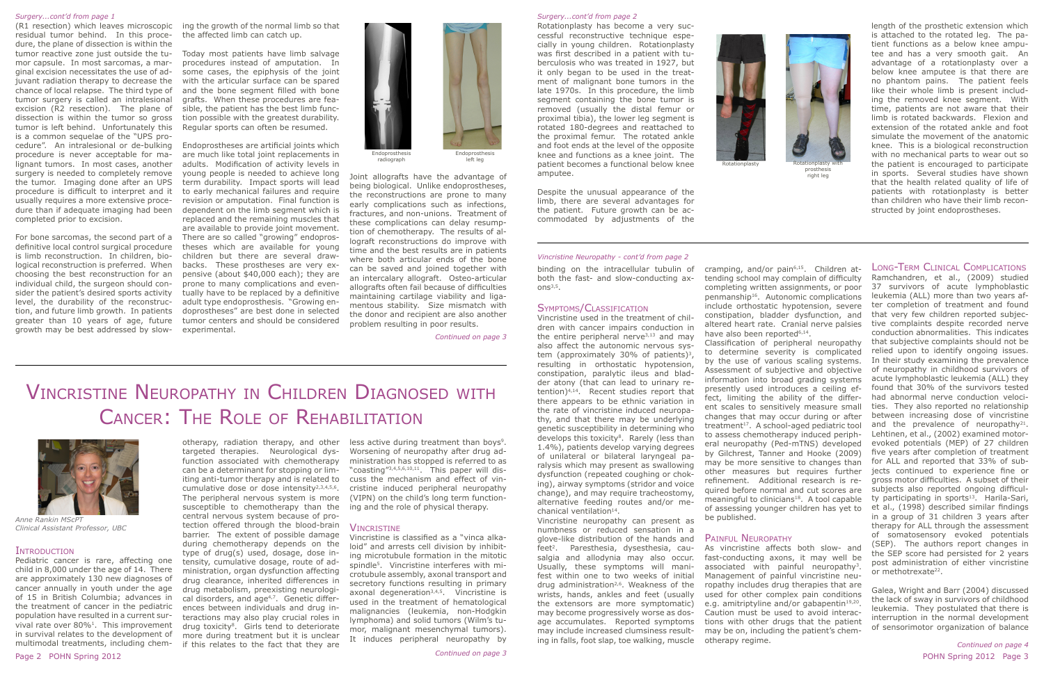*Surgery...cont'd from page 1*

(R1 resection) which leaves microscopic residual tumor behind. In this procedure, the plane of dissection is within the tumor reactive zone just outside the tumor capsule. In most sarcomas, a marginal excision necessitates the use of adjuvant radiation therapy to decrease the chance of local relapse. The third type of tumor surgery is called an intralesional excision (R2 resection). The plane of dissection is within the tumor so gross tumor is left behind. Unfortunately this is a common sequelae of the "UPS procedure". An intralesional or de-bulking procedure is never acceptable for malignant tumors. In most cases, another surgery is needed to completely remove the tumor. Imaging done after an UPS procedure is difficult to interpret and it usually requires a more extensive procedure than if adequate imaging had been completed prior to excision.

For bone sarcomas, the second part of a definitive local control surgical procedure is limb reconstruction. In children, biological reconstruction is preferred. When choosing the best reconstruction for an individual child, the surgeon should consider the patient's desired sports activity level, the durability of the reconstruction, and future limb growth. In patients greater than 10 years of age, future growth may be best addressed by slowing the growth of the normal limb so that the affected limb can catch up.

Today most patients have limb salvage procedures instead of amputation. In some cases, the epiphysis of the joint with the articular surface can be spared and the bone segment filled with bone grafts. When these procedures are feasible, the patient has the best limb function possible with the greatest durability. Regular sports can often be resumed.

Endoprostheses are artificial joints which are much like total joint replacements in adults. Modification of activity levels in young people is needed to achieve long term durability. Impact sports will lead to early mechanical failures and require revision or amputation. Final function is dependent on the limb segment which is replaced and the remaining muscles that are available to provide joint movement. There are so called "growing" endoprostheses which are available for young children but there are several drawbacks. These prostheses are very expensive (about $40,000 each); they are prone to many complications and eventually have to be replaced by a definitive adult type endoprosthesis. "Growing endoprostheses" are best done in selected tumor centers and should be considered experimental.

Endoprosthesis radiograph

Endoprosthesis left leg

Joint allografts have the advantage of being biological. Unlike endoprostheses, the reconstructions are prone to many early complications such as infections, fractures, and non-unions. Treatment of these complications can delay resumption of chemotherapy. The results of allograft reconstructions do improve with time and the best results are in patients where both articular ends of the bone can be saved and joined together with an intercalary allograft. Osteo-articular allografts often fail because of difficulties maintaining cartilage viability and ligamentous stability. Size mismatch with the donor and recipient are also another problem resulting in poor results.

*Continued on page 3*

*Surgery...cont'd from page 2*

Rotationplasty has become a very successful reconstructive technique especially in young children. Rotationplasty was first described in a patient with tuberculosis who was treated in 1927, but it only began to be used in the treatment of malignant bone tumors in the late 1970s. In this procedure, the limb segment containing the bone tumor is removed (usually the distal femur or proximal tibia), the lower leg segment is rotated 180-degrees and reattached to the proximal femur. The rotated ankle and foot ends at the level of the opposite knee and functions as a knee joint. The patient becomes a functional below knee amputee.

Despite the unusual appearance of the limb, there are several advantages for the patient. Future growth can be accommodated by adjustments of the length of the prosthetic extension which is attached to the rotated leg. The patient functions as a below knee amputee and has a very smooth gait. An advantage of a rotationplasty over a below knee amputee is that there are no phantom pains. The patient feels like their whole limb is present including the removed knee segment. With time, patients are not aware that their limb is rotated backwards. Flexion and extension of the rotated ankle and foot simulate the movement of the anatomic knee. This is a biological reconstruction with no mechanical parts to wear out so the patient is encouraged to participate in sports. Several studies have shown that the health related quality of life of patients with rotationplasty is better than children who have their limb reconstructed by joint endoprostheses.

Rotationplasty

Rotationplasty with prosthesis right leg

# Vincristine Neuropathy in Children Diagnosed with Cancer: The Role of Rehabilitation

*Anne Rankin MScPT*
*Clinical Assistant Professor, UBC*

## Introduction

Pediatric cancer is rare, affecting one child in 8,000 under the age of 14. There are approximately 130 new diagnoses of cancer annually in youth under the age of 15 in British Columbia; advances in the treatment of cancer in the pediatric population have resulted in a current survival rate over 80%[1]. This improvement in survival relates to the development of multimodal treatments, including chemotherapy, radiation therapy, and other targeted therapies. Neurological dysfunction associated with chemotherapy can be a determinant for stopping or limiting anti-tumor therapy and is related to cumulative dose or dose intensity[2,3,4,5,6]. The peripheral nervous system is more susceptible to chemotherapy than the central nervous system because of protection offered through the blood-brain barrier. The extent of possible damage during chemotherapy depends on the type of drug(s) used, dosage, dose intensity, cumulative dosage, route of administration, organ dysfunction affecting drug clearance, inherited differences in drug metabolism, preexisting neurological disorders, and age[4,7]. Genetic differences between individuals and drug interactions may also play crucial roles in drug toxicity[8]. Girls tend to deteriorate more during treatment but it is unclear if this relates to the fact that they are less active during treatment than boys[9]. Worsening of neuropathy after drug administration has stopped is referred to as "coasting"[3,4,5,6,10,11]. This paper will discuss the mechanism and effect of vincristine induced peripheral neuropathy (VIPN) on the child's long term functioning and the role of physical therapy.

## Vincristine

Vincristine is classified as a "vinca alkaloid" and arrests cell division by inhibiting microtubule formation in the mitotic spindle[5]. Vincristine interferes with microtubule assembly, axonal transport and secretory functions resulting in primary axonal degeneration[3,4,5]. Vincristine is used in the treatment of hematological malignancies (leukemia, non-Hodgkin lymphoma) and solid tumors (Wilm's tumor, malignant mesenchymal tumors). It induces peripheral neuropathy by

*Continued on page 3*

*Vincristine Neuropathy - cont'd from page 2*

binding on the intracellular tubulin of both the fast- and slow-conducting axons[3,5].

## Symptoms/Classification

Vincristine used in the treatment of children with cancer impairs conduction in the entire peripheral nerve[3,13] and may also affect the autonomic nervous system (approximately 30% of patients)[3], resulting in orthostatic hypotension, constipation, paralytic ileus and bladder atony (that can lead to urinary retention)[4,14]. Recent studies report that there appears to be ethnic variation in the rate of vincristine induced neuropathy, and that there may be underlying genetic susceptibility in determining who develops this toxicity[8]. Rarely (less than 1.4%), patients develop varying degrees of unilateral or bilateral laryngeal paralysis which may present as swallowing dysfunction (repeated coughing or choking), airway symptoms (stridor and voice change), and may require tracheostomy, alternative feeding routes and/or mechanical ventilation[14].

Vincristine neuropathy can present as numbness or reduced sensation in a glove-like distribution of the hands and feet[2]. Paresthesia, dysesthesia, causalgia and allodynia may also occur. Usually, these symptoms will manifest within one to two weeks of initial drug administration[2,6]. Weakness of the wrists, hands, ankles and feet (usually the extensors are more symptomatic) may become progressively worse as dosage accumulates. Reported symptoms may include increased clumsiness resulting in falls, foot slap, toe walking, muscle cramping, and/or pain[6,15]. Children attending school may complain of difficulty completing written assignments, or poor penmanship[16]. Autonomic complications include orthostatic hypotension, severe constipation, bladder dysfunction, and altered heart rate. Cranial nerve palsies have also been reported[6,14].

Classification of peripheral neuropathy to determine severity is complicated by the use of various scaling systems. Assessment of subjective and objective information into broad grading systems presently used introduces a ceiling effect, limiting the ability of the different scales to sensitively measure small changes that may occur during or after treatment[17]. A school-aged pediatric tool to assess chemotherapy induced peripheral neuropathy (Ped-mTNS) developed by Gilchrest, Tanner and Hooke (2009) may be more sensitive to changes than other measures but requires further refinement. Additional research is required before normal and cut scores are meaningful to clinicians[18]. A tool capable of assessing younger children has yet to be published.

## Painful Neuropathy

As vincristine affects both slow- and fast-conducting axons, it may well be associated with painful neuropathy[3]. Management of painful vincristine neuropathy includes drug therapies that are used for other complex pain conditions e.g. amitriptyline and/or gabapentin[19,20]. Caution must be used to avoid interactions with other drugs that the patient may be on, including the patient's chemotherapy regime.

## Long-Term Clinical Complications

Ramchandren, et al., (2009) studied 37 survivors of acute lymphoblastic leukemia (ALL) more than two years after completion of treatment and found that very few children reported subjective complaints despite recorded nerve conduction abnormalities. This indicates that subjective complaints should not be relied upon to identify ongoing issues. In their study examining the prevalence of neuropathy in childhood survivors of acute lymphoblastic leukemia (ALL) they found that 30% of the survivors tested had abnormal nerve conduction velocities. They also reported no relationship between increasing dose of vincristine and the prevalence of neuropathy[21]. Lehtinen, et al., (2002) examined motor-evoked potentials (MEP) of 27 children five years after completion of treatment for ALL and reported that 33% of subjects continued to experience fine or gross motor difficulties. A subset of their subjects also reported ongoing difficulty participating in sports[13]. Harila-Sari, et al., (1998) described similar findings in a group of 31 children 3 years after therapy for ALL through the assessment of somatosensory evoked potentials (SEP). The authors report changes in the SEP score had persisted for 2 years post administration of either vincristine or methotrexate[22].

Galea, Wright and Barr (2004) discussed the lack of sway in survivors of childhood leukemia. They postulated that there is interruption in the normal development of sensorimotor organization of balance

*Continued on page 4*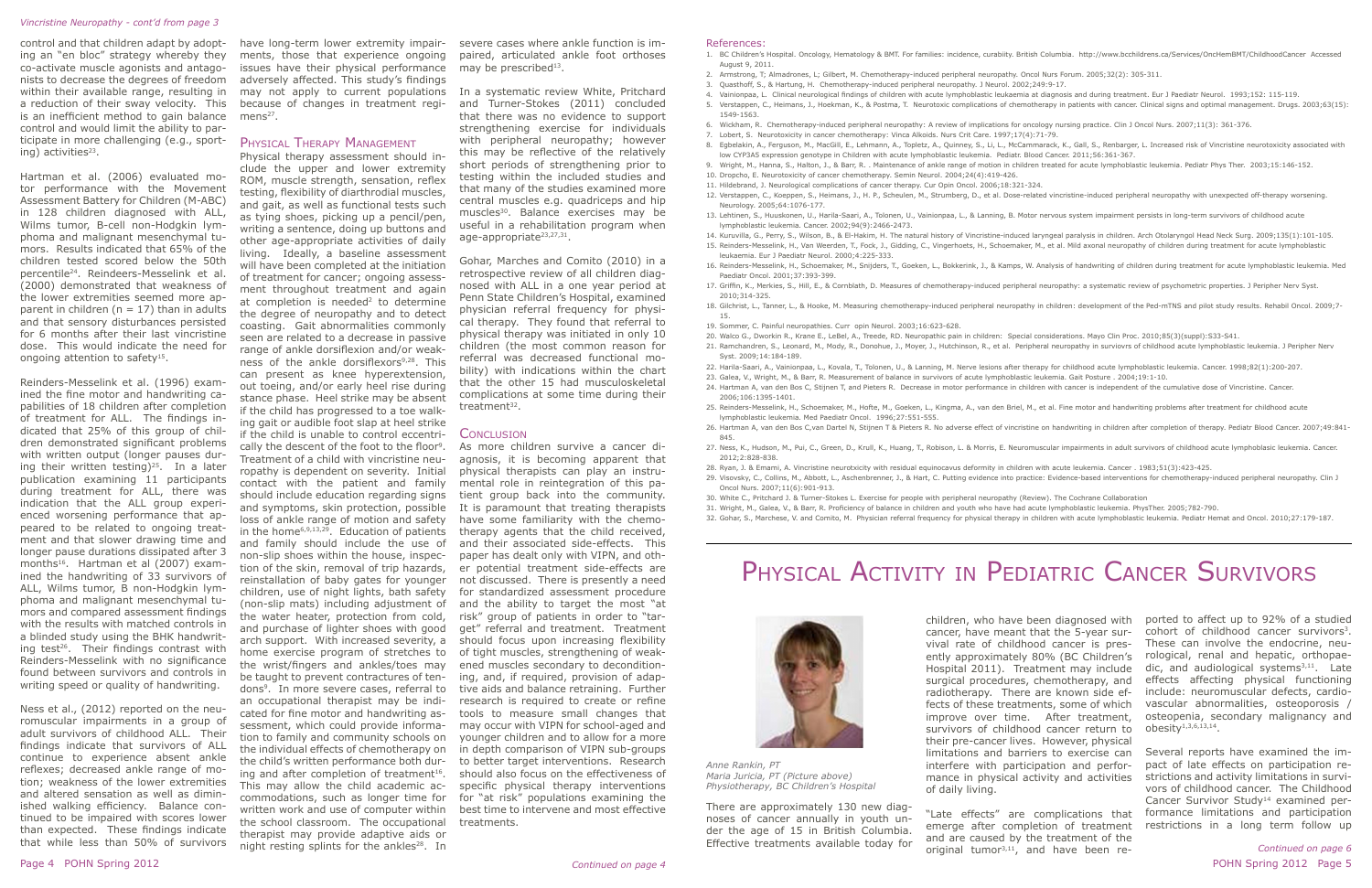control and that children adapt by adopting an "en bloc" strategy whereby they co-activate muscle agonists and antagonists to decrease the degrees of freedom within their available range, resulting in a reduction of their sway velocity. This is an inefficient method to gain balance control and would limit the ability to participate in more challenging (e.g., sporting) activities[23].

Hartman et al. (2006) evaluated motor performance with the Movement Assessment Battery for Children (M-ABC) in 128 children diagnosed with ALL, Wilms tumor, B-cell non-Hodgkin lymphoma and malignant mesenchymal tumors. Results indicated that 65% of the children tested scored below the 50th percentile[24]. Reindeers-Messelink et al. (2000) demonstrated that weakness of the lower extremities seemed more apparent in children (n = 17) than in adults and that sensory disturbances persisted for 6 months after their last vincristine dose. This would indicate the need for ongoing attention to safety[15].

Reinders-Messelink et al. (1996) examined the fine motor and handwriting capabilities of 18 children after completion of treatment for ALL. The findings indicated that 25% of this group of children demonstrated significant problems with written output (longer pauses during their written testing)[25]. In a later publication examining 11 participants during treatment for ALL, there was indication that the ALL group experienced worsening performance that appeared to be related to ongoing treatment and that slower drawing time and longer pause durations dissipated after 3 months[16]. Hartman et al (2007) examined the handwriting of 33 survivors of ALL, Wilms tumor, B non-Hodgkin lymphoma and malignant mesenchymal tumors and compared assessment findings with the results with matched controls in a blinded study using the BHK handwriting test[26]. Their findings contrast with Reinders-Messelink with no significance found between survivors and controls in writing speed or quality of handwriting.

Ness et al., (2012) reported on the neuromuscular impairments in a group of adult survivors of childhood ALL. Their findings indicate that survivors of ALL continue to experience absent ankle reflexes; decreased ankle range of motion; weakness of the lower extremities and altered sensation as well as diminished walking efficiency. Balance continued to be impaired with scores lower than expected. These findings indicate that while less than 50% of survivors have long-term lower extremity impairments, those that experience ongoing issues have their physical performance adversely affected. This study's findings may not apply to current populations because of changes in treatment regimens[27].

## Physical Therapy Management

Physical therapy assessment should include the upper and lower extremity ROM, muscle strength, sensation, reflex testing, flexibility of diarthrodial muscles, and gait, as well as functional tests such as tying shoes, picking up a pencil/pen, writing a sentence, doing up buttons and other age-appropriate activities of daily living. Ideally, a baseline assessment will have been completed at the initiation of treatment for cancer; ongoing assessment throughout treatment and again at completion is needed[2] to determine the degree of neuropathy and to detect coasting. Gait abnormalities commonly seen are related to a decrease in passive range of ankle dorsiflexion and/or weakness of the ankle dorsiflexors[9,28]. This can present as knee hyperextension, out toeing, and/or early heel rise during stance phase. Heel strike may be absent if the child has progressed to a toe walking gait or audible foot slap at heel strike if the child is unable to control eccentrically the descent of the foot to the floor[9]. Treatment of a child with vincristine neuropathy is dependent on severity. Initial contact with the patient and family should include education regarding signs and symptoms, skin protection, possible loss of ankle range of motion and safety in the home[6,9,13,29]. Education of patients and family should include the use of non-slip shoes within the house, inspection of the skin, removal of trip hazards, reinstallation of baby gates for younger children, use of night lights, bath safety (non-slip mats) including adjustment of the water heater, protection from cold, and purchase of lighter shoes with good arch support. With increased severity, a home exercise program of stretches to the wrist/fingers and ankles/toes may be taught to prevent contractures of tendons[9]. In more severe cases, referral to an occupational therapist may be indicated for fine motor and handwriting assessment, which could provide information to family and community schools on the individual effects of chemotherapy on the child's written performance both during and after completion of treatment[16]. This may allow the child academic accommodations, such as longer time for written work and use of computer within the school classroom. The occupational therapist may provide adaptive aids or night resting splints for the ankles[28]. In severe cases where ankle function is impaired, articulated ankle foot orthoses may be prescribed[13].

In a systematic review White, Pritchard and Turner-Stokes (2011) concluded that there was no evidence to support strengthening exercise for individuals with peripheral neuropathy; however this may be reflective of the relatively short periods of strengthening prior to testing within the included studies and that many of the studies examined more central muscles e.g. quadriceps and hip muscles[30]. Balance exercises may be useful in a rehabilitation program when age-appropriate[23,27,31].

Gohar, Marches and Comito (2010) in a retrospective review of all children diagnosed with ALL in a one year period at Penn State Children's Hospital, examined physician referral frequency for physical therapy. They found that referral to physical therapy was initiated in only 10 children (the most common reason for referral was decreased functional mobility) with indications within the chart that the other 15 had musculoskeletal complications at some time during their treatment[32].

## Conclusion

As more children survive a cancer diagnosis, it is becoming apparent that physical therapists can play an instrumental role in reintegration of this patient group back into the community. It is paramount that treating therapists have some familiarity with the chemotherapy agents that the child received, and their associated side-effects. This paper has dealt only with VIPN, and other potential treatment side-effects are not discussed. There is presently a need for standardized assessment procedure and the ability to target the most "at risk" group of patients in order to "target" referral and treatment. Treatment should focus upon increasing flexibility of tight muscles, strengthening of weakened muscles secondary to deconditioning, and, if required, provision of adaptive aids and balance retraining. Further research is required to create or refine tools to measure small changes that may occur with VIPN for school-aged and younger children and to allow for a more in depth comparison of VIPN sub-groups to better target interventions. Research should also focus on the effectiveness of specific physical therapy interventions for "at risk" populations examining the best time to intervene and most effective treatments.

### References:

1. BC Children's Hospital. Oncology, Hematology & BMT. For families: incidence, curability. British Columbia. http://www.bcchildrens.ca/Services/OncHemBMT/ChildhoodCancer Accessed August 9, 2011.
2. Armstrong, T; Almadrones, L; Gilbert, M. Chemotherapy-induced peripheral neuropathy. Oncol Nurs Forum. 2005;32(2): 305-311.
3. Quasthoff, S., & Hartung, H. Chemotherapy-induced peripheral neuropathy. J Neurol. 2002;249:9-17.
4. Vainionpaa, L. Clinical neurological findings of children with acute lymphoblastic leukaemia at diagnosis and during treatment. Eur J Paediatr Neurol. 1993;152: 115-119.
5. Verstappen, C., Heimans, J., Hoekman, K., & Postma, T. Neurotoxic complications of chemotherapy in patients with cancer. Clinical signs and optimal management. Drugs. 2003;63(15): 1549-1563.
6. Wickham, R. Chemotherapy-induced peripheral neuropathy: A review of implications for oncology nursing practice. Clin J Oncol Nurs. 2007;11(3): 361-376.
7. Lobert, S. Neurotoxicity in cancer chemotherapy: Vinca Alkoids. Nurs Crit Care. 1997;17(4):71-79.
8. Egbelakin, A., Ferguson, M., MacGill, E., Lehmann, A., Topletz, A., Quinney, S., Li, L., McCammarack, K., Gall, S., Renbarger, L. Increased risk of Vincristine neurotoxicity associated with low CYP3A5 expression genotype in Children with acute lymphoblastic leukemia. Pediatr. Blood Cancer. 2011;56:361-367.
9. Wright, M., Hanna, S., Halton, J., & Barr, R. . Maintenance of ankle range of motion in children treated for acute lymphoblastic leukemia. Pediatr Phys Ther. 2003;15:146-152.
10. Dropcho, E. Neurotoxicity of cancer chemotherapy. Semin Neurol. 2004;24(4):419-426.
11. Hildebrand, J. Neurological complications of cancer therapy. Cur Opin Oncol. 2006;18:321-324.
12. Verstappen, C., Koeppen, S., Heimans, J., H. P., Scheulen, M., Strumberg, D., et al. Dose-related vincristine-induced peripheral neuropathy with unexpected off-therapy worsening. Neurology. 2005;64:1076-177.
13. Lehtinen, S., Huuskonen, U., Harila-Saari, A., Tolonen, U., Vainionpaa, L., & Lanning, B. Motor nervous system impairment persists in long-term survivors of childhood acute lymphoblastic leukemia. Cancer. 2002;94(9):2466-2473.
14. Kuruvilla, G., Perry, S., Wilson, B., & El-Hakim, H. The natural history of Vincristine-induced laryngeal paralysis in children. Arch Otolaryngol Head Neck Surg. 2009;135(1):101-105.
15. Reinders-Messelink, H., Van Weerden, T., Fock, J., Gidding, C., Vingerhoets, H., Schoemaker, M., et al. Mild axonal neuropathy of children during treatment for acute lymphoblastic leukaemia. Eur J Paediatr Neurol. 2000;4:225-333.
16. Reinders-Messelink, H., Schoemaker, M., Snijders, T., Goeken, L., Bokkerink, J., & Kamps, W. Analysis of handwriting of children during treatment for acute lymphoblastic leukemia. Med Paediatr Oncol. 2001;37:393-399.
17. Griffin, K., Merkies, S., Hill, E., & Cornblath, D. Measures of chemotherapy-induced peripheral neuropathy: a systematic review of psychometric properties. J Peripher Nerv Syst. 2010;314-325.
18. Gilchrist, L., Tanner, L., & Hooke, M. Measuring chemotherapy-induced peripheral neuropathy in children: development of the Ped-mTNS and pilot study results. Rehabil Oncol. 2009;7-15.
19. Sommer, C. Painful neuropathies. Curr opin Neurol. 2003;16:623-628.
20. Walco G., Dworkin R., Krane E., LeBel, A., Treede, RD. Neuropathic pain in children: Special considerations. Mayo Clin Proc. 2010;85(3)(suppl):S33-S41.
21. Ramchandren, S., Leonard, M., Mody, R., Donohue, J., Moyer, J., Hutchinson, R., et al. Peripheral neuropathy in surviovrs of childhood acute lymphoblastic leukemia. J Peripher Nerv Syst. 2009;14:184-189.
22. Harila-Saari, A., Vainionpaa, L., Kovala, T., Tolonen, U., & Lanning, M. Nerve lesions after therapy for childhood acute lymphoblastic leukemia. Cancer. 1998;82(1):200-207.
23. Galea, V., Wright, M., & Barr, R. Measurement of balance in survivors of acute lymphoblastic leukemia. Gait Posture . 2004;19:1-10.
24. Hartman A, van den Bos C, Stijnen T, and Pieters R. Decrease in motor performance in children with cancer is independent of the cumulative dose of Vincristine. Cancer. 2006;106:1395-1401.
25. Reinders-Messelink, H., Schoemaker, M., Hofte, M., Goeken, L., Kingma, A., van den Briel, M., et al. Fine motor and handwriting problems after treatment for childhood acute lymphoblastic leukemia. Med Paediatr Oncol. 1996;27:551-555.
26. Hartman A, van den Bos C,van Dartel N, Stijnen T & Pieters R. No adverse effect of vincristine on handwriting in children after completion of therapy. Pediatr Blood Cancer. 2007;49:841-845.
27. Ness, K., Hudson, M., Pui, C., Green, D., Krull, K., Huang, T., Robison, L. & Morris, E. Neuromuscular impairments in adult survivors of childhood acute lymphoblasic leukemia. Cancer. 2012;2:828-838.
28. Ryan, J. & Emami, A. Vincristine neurotoxicity with residual equinocavus deformity in children with acute leukemia. Cancer . 1983;51(3):423-425.
29. Visovsky, C., Collins, M., Abbott, L., Aschenbrenner, J., & Hart, C. Putting evidence into practice: Evidence-based interventions for chemotherapy-induced peripheral neuropathy. Clin J Oncol Nurs. 2007;11(6):901-913.
30. White C., Pritchard J. & Turner-Stokes L. Exercise for people with peripheral neuropathy (Review). The Cochrane Collaboration
31. Wright, M., Galea, V., & Barr, R. Proficiency of balance in children and youth who have had acute lymphoblastic leukemia. PhysTher. 2005;782-790.
32. Gohar, S., Marchese, V. and Comito, R. Physician referral frequency for physical therapy in children with acute lymphoblastic leukemia. Pediatr Hemat and Oncol. 2010;27:179-187.

# Physical Activity in Pediatric Cancer Survivors

*Anne Rankin, PT*
*Maria Juricia, PT (Picture above)*
*Physiotherapy, BC Children's Hospital*

There are approximately 130 new diagnoses of cancer annually in youth under the age of 15 in British Columbia. Effective treatments available today for children, who have been diagnosed with cancer, have meant that the 5-year survival rate of childhood cancer is presently approximately 80% (BC Children's Hospital 2011). Treatment may include surgical procedures, chemotherapy, and radiotherapy. There are known side effects of these treatments, some of which improve over time. After treatment, survivors of childhood cancer return to their pre-cancer lives. However, physical limitations and barriers to exercise can interfere with participation and performance in physical activity and activities of daily living.

"Late effects" are complications that emerge after completion of treatment and are caused by the treatment of the original tumor[3,11], and have been reported to affect up to 92% of a studied cohort of childhood cancer survivors[3]. These can involve the endocrine, neurological, renal and hepatic, orthopaedic, and audiological systems[3,11]. Late effects affecting physical functioning include: neuromuscular defects, cardiovascular abnormalities, osteoporosis / osteopenia, secondary malignancy and obesity[1,3,6,13,14].

Several reports have examined the impact of late effects on participation restrictions and activity limitations in survivors of childhood cancer. The Childhood Cancer Survivor Study[14] examined performance limitations and participation restrictions in a long term follow up

*Continued on page 6*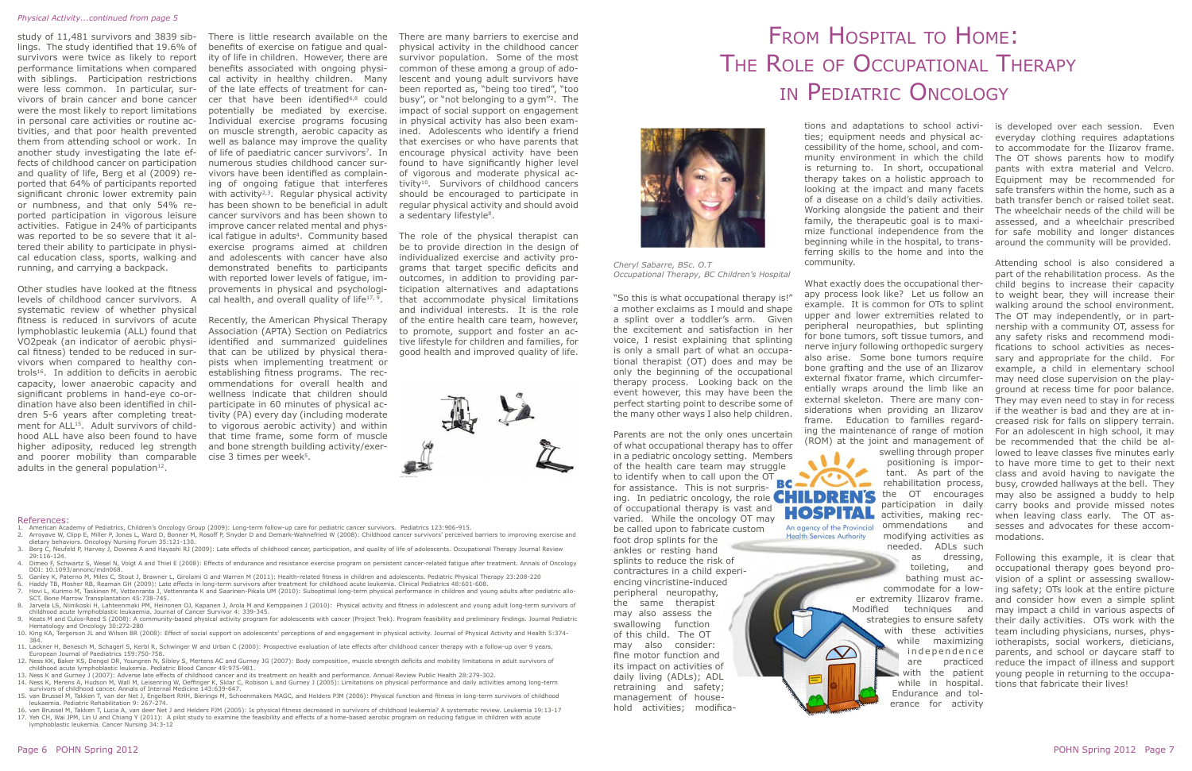*Physical Activity...continued from page 5*

study of 11,481 survivors and 3839 siblings. The study identified that 19.6% of survivors were twice as likely to report performance limitations when compared with siblings. Participation restrictions were less common. In particular, survivors of brain cancer and bone cancer were the most likely to report limitations in personal care activities or routine activities, and that poor health prevented them from attending school or work. In another study investigating the late effects of childhood cancer on participation and quality of life, Berg et al (2009) reported that 64% of participants reported significant chronic lower extremity pain or numbness, and that only 54% reported participation in vigorous leisure activities. Fatigue in 24% of participants was reported to be so severe that it altered their ability to participate in physical education class, sports, walking and running, and carrying a backpack.

Other studies have looked at the fitness levels of childhood cancer survivors. A systematic review of whether physical fitness is reduced in survivors of acute lymphoblastic leukemia (ALL) found that VO2peak (an indicator of aerobic physical fitness) tended to be reduced in survivors when compared to healthy controls[16]. In addition to deficits in aerobic capacity, lower anaerobic capacity and significant problems in hand-eye co-ordination have also been identified in children 5-6 years after completing treatment for ALL[15]. Adult survivors of childhood ALL have also been found to have higher adiposity, reduced leg strength and poorer mobility than comparable adults in the general population[12].

There is little research available on the benefits of exercise on fatigue and quality of life in children. However, there are benefits associated with ongoing physical activity in healthy children. Many of the late effects of treatment for cancer that have been identified[6,8] could potentially be mediated by exercise. Individual exercise programs focusing on muscle strength, aerobic capacity as well as balance may improve the quality of life of paediatric cancer survivors[7]. In numerous studies childhood cancer survivors have been identified as complaining of ongoing fatigue that interferes with activity[2,3]. Regular physical activity has been shown to be beneficial in adult cancer survivors and has been shown to improve cancer related mental and physical fatigue in adults[4]. Community based exercise programs aimed at children and adolescents with cancer have also demonstrated benefits to participants with reported lower levels of fatigue, improvements in physical and psychological health, and overall quality of life[17, 9].

Recently, the American Physical Therapy Association (APTA) Section on Pediatrics identified and summarized guidelines that can be utilized by physical therapists when implementing treatment or establishing fitness programs. The recommendations for overall health and wellness indicate that children should participate in 60 minutes of physical activity (PA) every day (including moderate to vigorous aerobic activity) and within that time frame, some form of muscle and bone strength building activity/exercise 3 times per week[5].

There are many barriers to exercise and physical activity in the childhood cancer survivor population. Some of the most common of these among a group of adolescent and young adult survivors have been reported as, "being too tired", "too busy", or "not belonging to a gym"[2]. The impact of social support on engagement in physical activity has also been examined. Adolescents who identify a friend that exercises or who have parents that encourage physical activity have been found to have significantly higher level of vigorous and moderate physical activity[10]. Survivors of childhood cancers should be encouraged to participate in regular physical activity and should avoid a sedentary lifestyle[8].

The role of the physical therapist can be to provide direction in the design of individualized exercise and activity programs that target specific deficits and outcomes, in addition to providing participation alternatives and adaptations that accommodate physical limitations and individual interests. It is the role of the entire health care team, however, to promote, support and foster an active lifestyle for children and families, for good health and improved quality of life.

References:

1. American Academy of Pediatrics, Children's Oncology Group (2009): Long-term follow-up care for pediatric cancer survivors. Pediatrics 123:906-915.
2. Arroyave W, Clipp E, Miller P, Jones L, Ward D, Bonner M, Rosoff P, Snyder D and Demark-Wahnefried W (2008): Childhood cancer survivors' perceived barriers to improving exercise and dietary behaviors. Oncology Nursing Forum 35:121-130.
3. Berg C, Neufeld P, Harvey J, Downes A and Hayashi RJ (2009): Late effects of childhood cancer, participation, and quality of life of adolescents. Occupational Therapy Journal Review 29:116-124.
4. Dimeo F, Schwartz S, Wesel N, Voigt A and Thiel E (2008): Effects of endurance and resistance exercise program on persistent cancer-related fatigue after treatment. Annals of Oncology DOI: 10.1093/annonc/mdn068.
5. Ganley K, Paterno M, Miles C, Stout J, Brawner L, Girolami G and Warren M (2011): Health-related fitness in children and adolescents. Pediatric Physical Therapy 23:208-220
6. Haddy TB, Mosher RB, Reaman GH (2009): Late effects in long-term survivors after treatment for childhood acute leukemia. Clinical Pediatrics 48:601-608.
7. Hovi L, Kurimo M, Taskinen M, Vettenranta J, Vettenranta K and Saarinen-Pikala UM (2010): Suboptimal long-term physical performance in children and young adults after pediatric allo-SCT. Bone Marrow Transplantation 45:738-745.
8. Jarvela LS, Niinikoski H, Lahteenmaki PM, Heinonen OJ, Kapanen J, Arola M and Kemppainen J (2010): Physical activity and fitness in adolescent and young adult long-term survivors of childhood acute lymphoblastic leukaemia. Journal of Cancer Survivor 4: 339-345.
9. Keats M and Culos-Reed S (2008): A community-based physical activity program for adolescents with cancer (Project Trek). Program feasibility and preliminary findings. Journal Pediatric Hematology and Oncology 30:272-280
10. King KA, Tergerson JL and Wilson BR (2008): Effect of social support on adolescents' perceptions of and engagement in physical activity. Journal of Physical Activity and Health 5:374-384.
11. Lackner H, Benesch M, Schagerl S, Kerbl R, Schwinger W and Urban C (2000): Prospective evaluation of late effects after childhood cancer therapy with a follow-up over 9 years. European Journal of Paediatrics 159:750-758.
12. Ness KK, Baker KS, Dengel DR, Youngren N, Sibley S, Mertens AC and Gurney JG (2007): Body composition, muscle strength deficits and mobility limitations in adult survivors of childhood acute lymphoblastic leukemia. Pediatric Blood Cancer 49:975-981.
13. Ness K and Gurney J (2007): Adverse late effects of childhood cancer and its treatment on health and performance. Annual Review Public Health 28:279-302.
14. Ness K, Merens A, Hudson M, Wall M, Leisenring W, Oeffinger K, Sklar C, Robison L and Gurney J (2005): Limitations on physical performance and daily activities among long-term survivors of childhood cancer. Annals of Internal Medicine 143:639-647.
15. van Brussel M, Takken T, van der Net J, Engelbert RHH, Bierings M, Schoenmakers MAGC, and Helders PJM (2006): Physical function and fitness in long-term survivors of childhood leukaemia. Pediatric Rehabilitation 9: 267-274.
16. van Brussel M, Takken T, Lucia A, van deer Net J and Helders PJM (2005): Is physical fitness decreased in survivors of childhood leukemia? A systematic review. Leukemia 19:13-17
17. Yeh CH, Wai JPM, Lin U and Chiang Y (2011): A pilot study to examine the feasibility and effects of a home-based aerobic program on reducing fatigue in children with acute lymphoblastic leukemia. Cancer Nursing 34:3-12

# From Hospital to Home: The Role of Occupational Therapy in Pediatric Oncology

*Cheryl Sabarre, BSc. O.T*
*Occupational Therapy, BC Children's Hospital*

"So this is what occupational therapy is!" a mother exclaims as I mould and shape a splint over a toddler's arm. Given the excitement and satisfaction in her voice, I resist explaining that splinting is only a small part of what an occupational therapist (OT) does and may be only the beginning of the occupational therapy process. Looking back on the event however, this may have been the perfect starting point to describe some of the many other ways I also help children.

Parents are not the only ones uncertain of what occupational therapy has to offer in a pediatric oncology setting. Members of the health care team may struggle to identify when to call upon the OT for assistance. This is not surprising. In pediatric oncology, the role of occupational therapy is vast and varied. While the oncology OT may be called upon to fabricate custom foot drop splints for the ankles or resting hand splints to reduce the risk of contractures in a child experiencing vincristine-induced peripheral neuropathy, the same therapist may also assess the swallowing function of this child. The OT may also consider: fine motor function and its impact on activities of daily living (ADLs); ADL retraining and safety; management of household activities; modifications and adaptations to school activities; equipment needs and physical accessibility of the home, school, and community environment in which the child is returning to. In short, occupational therapy takes on a holistic approach to looking at the impact and many facets of a disease on a child's daily activities. Working alongside the patient and their family, the therapeutic goal is to maximize functional independence from the beginning while in the hospital, to transferring skills to the home and into the community.

What exactly does the occupational therapy process look like? Let us follow an example. It is common for OTs to splint upper and lower extremities related to peripheral neuropathies, but splinting for bone tumors, soft tissue tumors, and nerve injury following orthopedic surgery also arise. Some bone tumors require bone grafting and the use of an Ilizarov external fixator frame, which circumferentially wraps around the limb like an external skeleton. There are many considerations when providing an Ilizarov frame. Education to families regarding the maintenance of range of motion (ROM) at the joint and management of swelling through proper positioning is important. As part of the rehabilitation process, the OT encourages participation in daily activities, making recommendations and modifying activities as needed. ADLs such as dressing, toileting, and bathing must accommodate for a lower extremity Ilizarov frame. Modified techniques and strategies to ensure safety with these activities while maximizing independence are practiced with the patient while in hospital. Endurance and tolerance for activity is developed over each session. Even everyday clothing requires adaptations to accommodate for the Ilizarov frame. The OT shows parents how to modify pants with extra material and Velcro. Equipment may be recommended for safe transfers within the home, such as a bath transfer bench or raised toilet seat. The wheelchair needs of the child will be assessed, and a wheelchair prescribed for safe mobility and longer distances around the community will be provided.

Attending school is also considered a part of the rehabilitation process. As the child begins to increase their capacity to weight bear, they will increase their walking around the school environment. The OT may independently, or in partnership with a community OT, assess for any safety risks and recommend modifications to school activities as necessary and appropriate for the child. For example, a child in elementary school may need close supervision on the playground at recess time for poor balance. They may even need to stay in for recess if the weather is bad and they are at increased risk for falls on slippery terrain. For an adolescent in high school, it may be recommended that the child be allowed to leave classes five minutes early to have more time to get to their next class and avoid having to navigate the busy, crowded hallways at the bell. They may also be assigned a buddy to help carry books and provide missed notes when leaving class early. The OT assesses and advocates for these accommodations.

Following this example, it is clear that occupational therapy goes beyond provision of a splint or assessing swallowing safety; OTs look at the entire picture and consider how even a simple splint may impact a child in various aspects of their daily activities. OTs work with the team including physicians, nurses, physiotherapists, social workers, dieticians, parents, and school or daycare staff to reduce the impact of illness and support young people in returning to the occupations that fabricate their lives!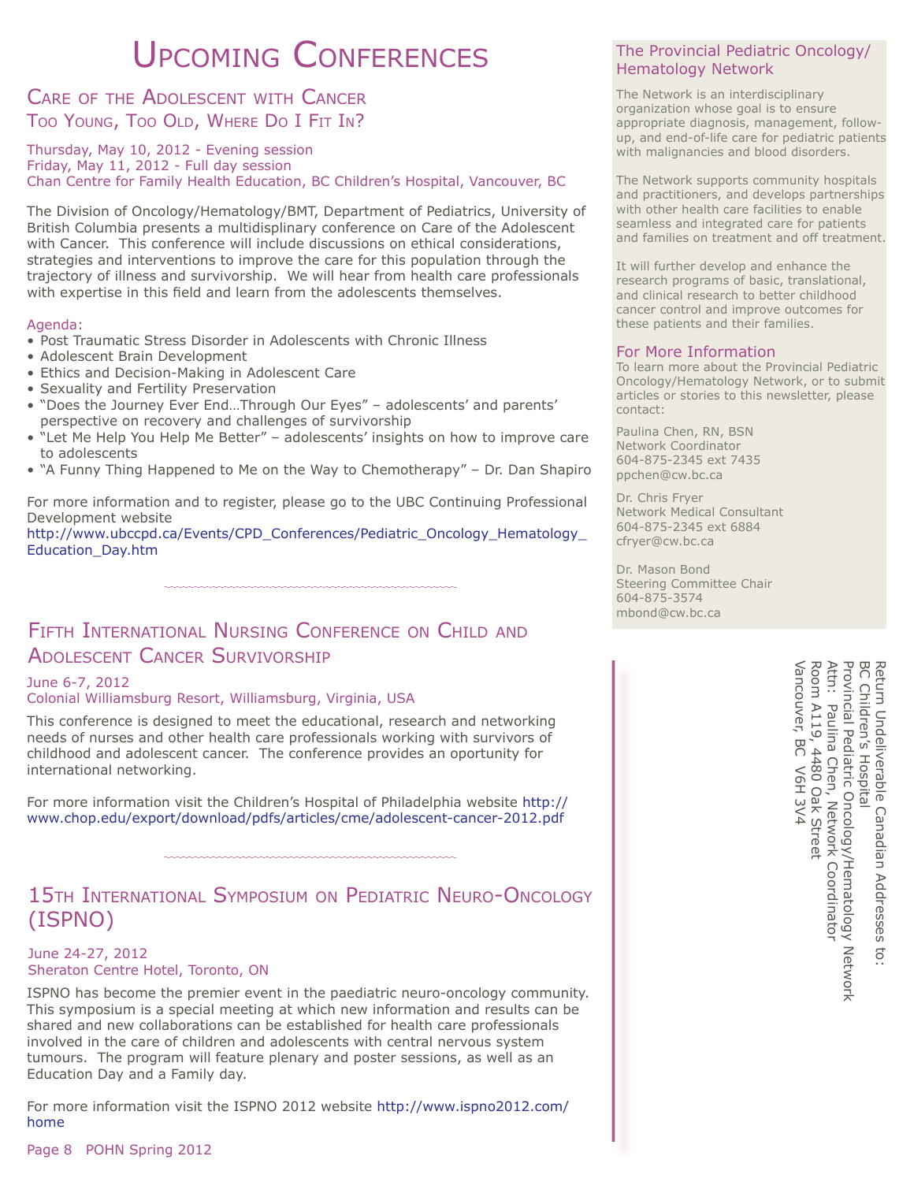# Upcoming Conferences

## Care of the Adolescent with Cancer
## Too Young, Too Old, Where Do I Fit In?

Thursday, May 10, 2012 - Evening session
Friday, May 11, 2012 - Full day session
Chan Centre for Family Health Education, BC Children's Hospital, Vancouver, BC

The Division of Oncology/Hematology/BMT, Department of Pediatrics, University of British Columbia presents a multidisplinary conference on Care of the Adolescent with Cancer. This conference will include discussions on ethical considerations, strategies and interventions to improve the care for this population through the trajectory of illness and survivorship. We will hear from health care professionals with expertise in this field and learn from the adolescents themselves.

Agenda:

- Post Traumatic Stress Disorder in Adolescents with Chronic Illness
- Adolescent Brain Development
- Ethics and Decision-Making in Adolescent Care
- Sexuality and Fertility Preservation
- "Does the Journey Ever End…Through Our Eyes" – adolescents' and parents' perspective on recovery and challenges of survivorship
- "Let Me Help You Help Me Better" – adolescents' insights on how to improve care to adolescents
- "A Funny Thing Happened to Me on the Way to Chemotherapy" – Dr. Dan Shapiro

For more information and to register, please go to the UBC Continuing Professional Development website http://www.ubccpd.ca/Events/CPD_Conferences/Pediatric_Oncology_Hematology_Education_Day.htm

## Fifth International Nursing Conference on Child and Adolescent Cancer Survivorship

June 6-7, 2012
Colonial Williamsburg Resort, Williamsburg, Virginia, USA

This conference is designed to meet the educational, research and networking needs of nurses and other health care professionals working with survivors of childhood and adolescent cancer. The conference provides an oportunity for international networking.

For more information visit the Children's Hospital of Philadelphia website http://www.chop.edu/export/download/pdfs/articles/cme/adolescent-cancer-2012.pdf

## 15th International Symposium on Pediatric Neuro-Oncology (ISPNO)

June 24-27, 2012
Sheraton Centre Hotel, Toronto, ON

ISPNO has become the premier event in the paediatric neuro-oncology community. This symposium is a special meeting at which new information and results can be shared and new collaborations can be established for health care professionals involved in the care of children and adolescents with central nervous system tumours. The program will feature plenary and poster sessions, as well as an Education Day and a Family day.

For more information visit the ISPNO 2012 website http://www.ispno2012.com/home

## The Provincial Pediatric Oncology/Hematology Network

The Network is an interdisciplinary organization whose goal is to ensure appropriate diagnosis, management, follow-up, and end-of-life care for pediatric patients with malignancies and blood disorders.

The Network supports community hospitals and practitioners, and develops partnerships with other health care facilities to enable seamless and integrated care for patients and families on treatment and off treatment.

It will further develop and enhance the research programs of basic, translational, and clinical research to better childhood cancer control and improve outcomes for these patients and their families.

## For More Information

To learn more about the Provincial Pediatric Oncology/Hematology Network, or to submit articles or stories to this newsletter, please contact:

Paulina Chen, RN, BSN
Network Coordinator
604-875-2345 ext 7435
ppchen@cw.bc.ca

Dr. Chris Fryer
Network Medical Consultant
604-875-2345 ext 6884
cfryer@cw.bc.ca

Dr. Mason Bond
Steering Committee Chair
604-875-3574
mbond@cw.bc.ca

Return Undeliverable Canadian Addresses to:
BC Children's Hospital
Provincial Pediatric Oncology/Hematology Network
Attn: Paulina Chen, Network Coordinator
Room A119, 4480 Oak Street
Vancouver, BC V6H 3V4